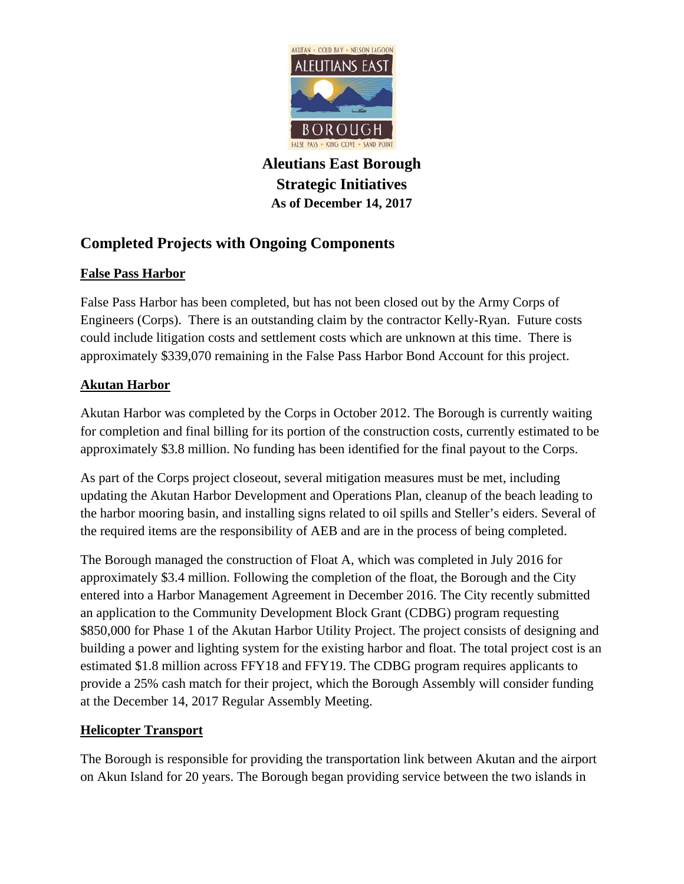# Aleutians East Borough Strategic Initiatives

**As of December 14, 2017**

## Completed Projects with Ongoing Components

### False Pass Harbor

False Pass Harbor has been completed, but has not been closed out by the Army Corps of Engineers (Corps). There is an outstanding claim by the contractor Kelly-Ryan. Future costs could include litigation costs and settlement costs which are unknown at this time. There is approximately $339,070 remaining in the False Pass Harbor Bond Account for this project.

### Akutan Harbor

Akutan Harbor was completed by the Corps in October 2012. The Borough is currently waiting for completion and final billing for its portion of the construction costs, currently estimated to be approximately $3.8 million. No funding has been identified for the final payout to the Corps.

As part of the Corps project closeout, several mitigation measures must be met, including updating the Akutan Harbor Development and Operations Plan, cleanup of the beach leading to the harbor mooring basin, and installing signs related to oil spills and Steller's eiders. Several of the required items are the responsibility of AEB and are in the process of being completed.

The Borough managed the construction of Float A, which was completed in July 2016 for approximately $3.4 million. Following the completion of the float, the Borough and the City entered into a Harbor Management Agreement in December 2016. The City recently submitted an application to the Community Development Block Grant (CDBG) program requesting $850,000 for Phase 1 of the Akutan Harbor Utility Project. The project consists of designing and building a power and lighting system for the existing harbor and float. The total project cost is an estimated $1.8 million across FFY18 and FFY19. The CDBG program requires applicants to provide a 25% cash match for their project, which the Borough Assembly will consider funding at the December 14, 2017 Regular Assembly Meeting.

### Helicopter Transport

The Borough is responsible for providing the transportation link between Akutan and the airport on Akun Island for 20 years. The Borough began providing service between the two islands in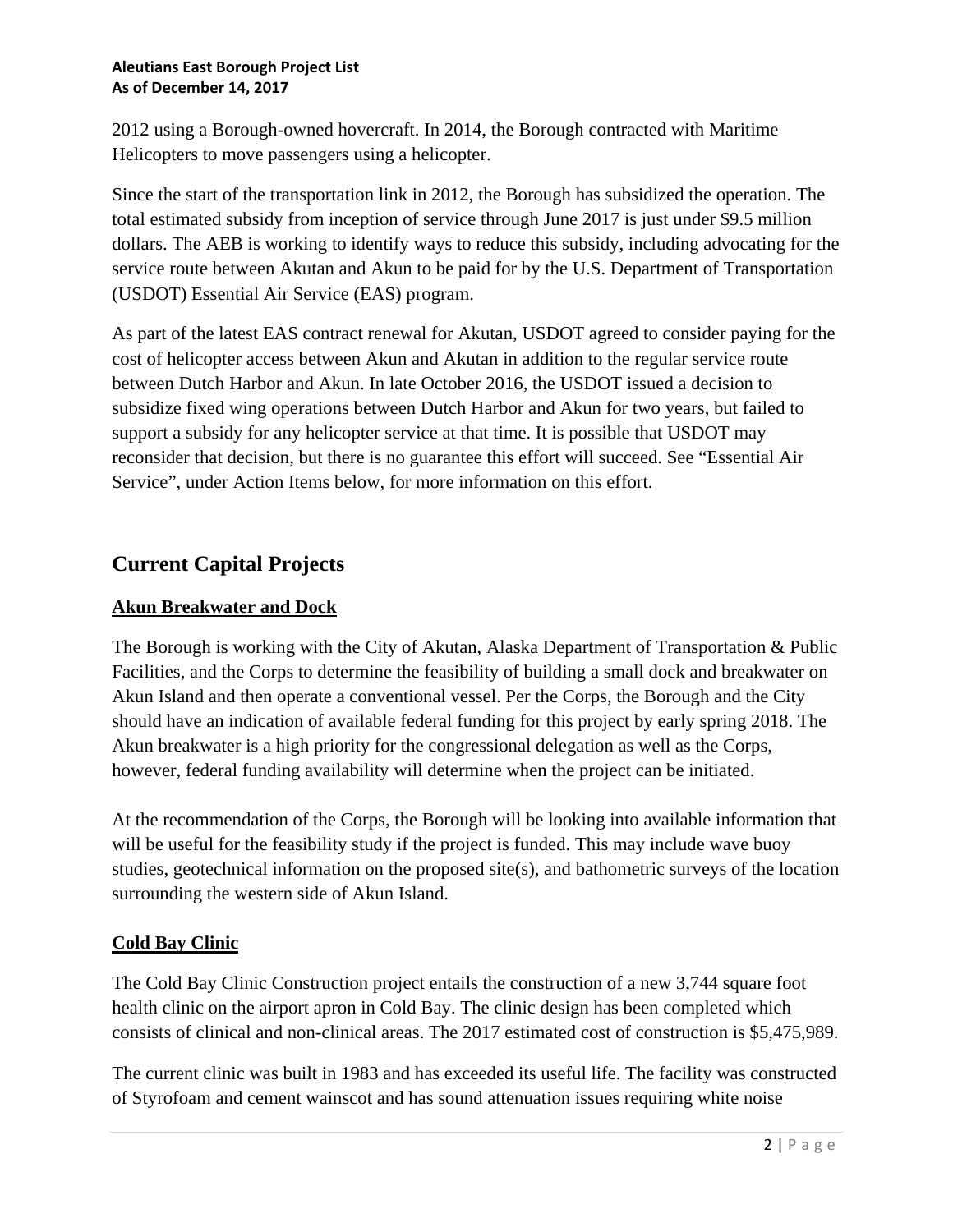2012 using a Borough-owned hovercraft. In 2014, the Borough contracted with Maritime Helicopters to move passengers using a helicopter.

Since the start of the transportation link in 2012, the Borough has subsidized the operation. The total estimated subsidy from inception of service through June 2017 is just under $9.5 million dollars. The AEB is working to identify ways to reduce this subsidy, including advocating for the service route between Akutan and Akun to be paid for by the U.S. Department of Transportation (USDOT) Essential Air Service (EAS) program.

As part of the latest EAS contract renewal for Akutan, USDOT agreed to consider paying for the cost of helicopter access between Akun and Akutan in addition to the regular service route between Dutch Harbor and Akun. In late October 2016, the USDOT issued a decision to subsidize fixed wing operations between Dutch Harbor and Akun for two years, but failed to support a subsidy for any helicopter service at that time. It is possible that USDOT may reconsider that decision, but there is no guarantee this effort will succeed. See "Essential Air Service", under Action Items below, for more information on this effort.

## Current Capital Projects

### Akun Breakwater and Dock

The Borough is working with the City of Akutan, Alaska Department of Transportation & Public Facilities, and the Corps to determine the feasibility of building a small dock and breakwater on Akun Island and then operate a conventional vessel. Per the Corps, the Borough and the City should have an indication of available federal funding for this project by early spring 2018. The Akun breakwater is a high priority for the congressional delegation as well as the Corps, however, federal funding availability will determine when the project can be initiated.

At the recommendation of the Corps, the Borough will be looking into available information that will be useful for the feasibility study if the project is funded. This may include wave buoy studies, geotechnical information on the proposed site(s), and bathometric surveys of the location surrounding the western side of Akun Island.

### Cold Bay Clinic

The Cold Bay Clinic Construction project entails the construction of a new 3,744 square foot health clinic on the airport apron in Cold Bay. The clinic design has been completed which consists of clinical and non-clinical areas. The 2017 estimated cost of construction is $5,475,989.

The current clinic was built in 1983 and has exceeded its useful life. The facility was constructed of Styrofoam and cement wainscot and has sound attenuation issues requiring white noise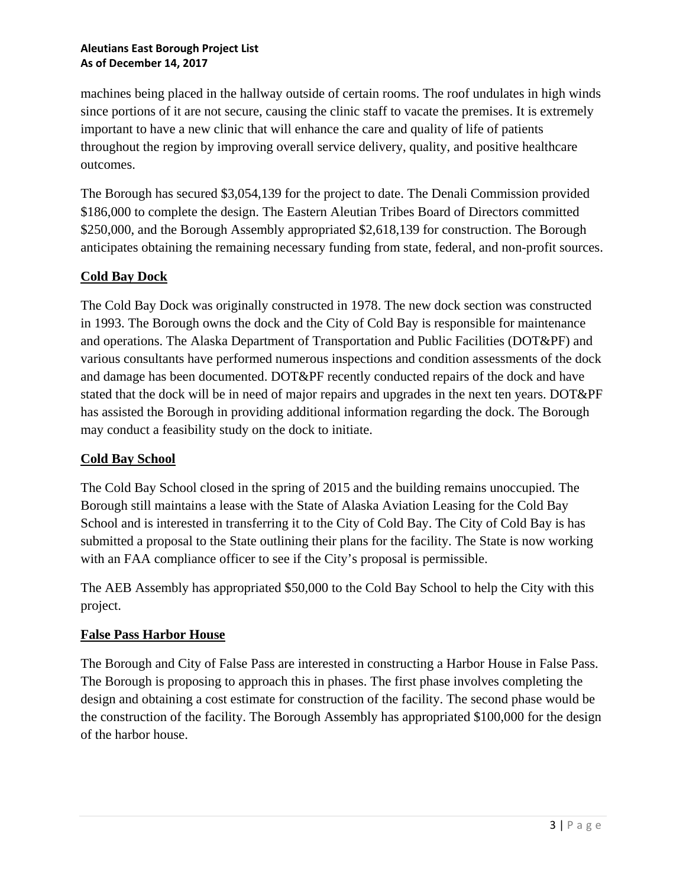machines being placed in the hallway outside of certain rooms. The roof undulates in high winds since portions of it are not secure, causing the clinic staff to vacate the premises. It is extremely important to have a new clinic that will enhance the care and quality of life of patients throughout the region by improving overall service delivery, quality, and positive healthcare outcomes.

The Borough has secured $3,054,139 for the project to date. The Denali Commission provided $186,000 to complete the design. The Eastern Aleutian Tribes Board of Directors committed $250,000, and the Borough Assembly appropriated $2,618,139 for construction. The Borough anticipates obtaining the remaining necessary funding from state, federal, and non-profit sources.

## Cold Bay Dock

The Cold Bay Dock was originally constructed in 1978. The new dock section was constructed in 1993. The Borough owns the dock and the City of Cold Bay is responsible for maintenance and operations. The Alaska Department of Transportation and Public Facilities (DOT&PF) and various consultants have performed numerous inspections and condition assessments of the dock and damage has been documented. DOT&PF recently conducted repairs of the dock and have stated that the dock will be in need of major repairs and upgrades in the next ten years. DOT&PF has assisted the Borough in providing additional information regarding the dock. The Borough may conduct a feasibility study on the dock to initiate.

## Cold Bay School

The Cold Bay School closed in the spring of 2015 and the building remains unoccupied. The Borough still maintains a lease with the State of Alaska Aviation Leasing for the Cold Bay School and is interested in transferring it to the City of Cold Bay. The City of Cold Bay is has submitted a proposal to the State outlining their plans for the facility. The State is now working with an FAA compliance officer to see if the City's proposal is permissible.

The AEB Assembly has appropriated $50,000 to the Cold Bay School to help the City with this project.

## False Pass Harbor House

The Borough and City of False Pass are interested in constructing a Harbor House in False Pass. The Borough is proposing to approach this in phases. The first phase involves completing the design and obtaining a cost estimate for construction of the facility. The second phase would be the construction of the facility. The Borough Assembly has appropriated $100,000 for the design of the harbor house.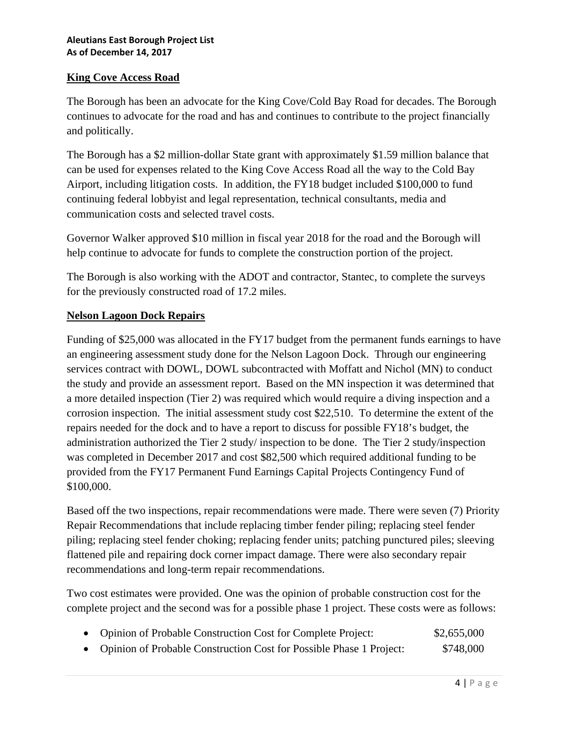## King Cove Access Road

The Borough has been an advocate for the King Cove/Cold Bay Road for decades. The Borough continues to advocate for the road and has and continues to contribute to the project financially and politically.

The Borough has a $2 million-dollar State grant with approximately $1.59 million balance that can be used for expenses related to the King Cove Access Road all the way to the Cold Bay Airport, including litigation costs. In addition, the FY18 budget included $100,000 to fund continuing federal lobbyist and legal representation, technical consultants, media and communication costs and selected travel costs.

Governor Walker approved $10 million in fiscal year 2018 for the road and the Borough will help continue to advocate for funds to complete the construction portion of the project.

The Borough is also working with the ADOT and contractor, Stantec, to complete the surveys for the previously constructed road of 17.2 miles.

## Nelson Lagoon Dock Repairs

Funding of $25,000 was allocated in the FY17 budget from the permanent funds earnings to have an engineering assessment study done for the Nelson Lagoon Dock. Through our engineering services contract with DOWL, DOWL subcontracted with Moffatt and Nichol (MN) to conduct the study and provide an assessment report. Based on the MN inspection it was determined that a more detailed inspection (Tier 2) was required which would require a diving inspection and a corrosion inspection. The initial assessment study cost $22,510. To determine the extent of the repairs needed for the dock and to have a report to discuss for possible FY18's budget, the administration authorized the Tier 2 study/ inspection to be done. The Tier 2 study/inspection was completed in December 2017 and cost $82,500 which required additional funding to be provided from the FY17 Permanent Fund Earnings Capital Projects Contingency Fund of $100,000.

Based off the two inspections, repair recommendations were made. There were seven (7) Priority Repair Recommendations that include replacing timber fender piling; replacing steel fender piling; replacing steel fender choking; replacing fender units; patching punctured piles; sleeving flattened pile and repairing dock corner impact damage. There were also secondary repair recommendations and long-term repair recommendations.

Two cost estimates were provided. One was the opinion of probable construction cost for the complete project and the second was for a possible phase 1 project. These costs were as follows:

- Opinion of Probable Construction Cost for Complete Project: $2,655,000
- Opinion of Probable Construction Cost for Possible Phase 1 Project: $748,000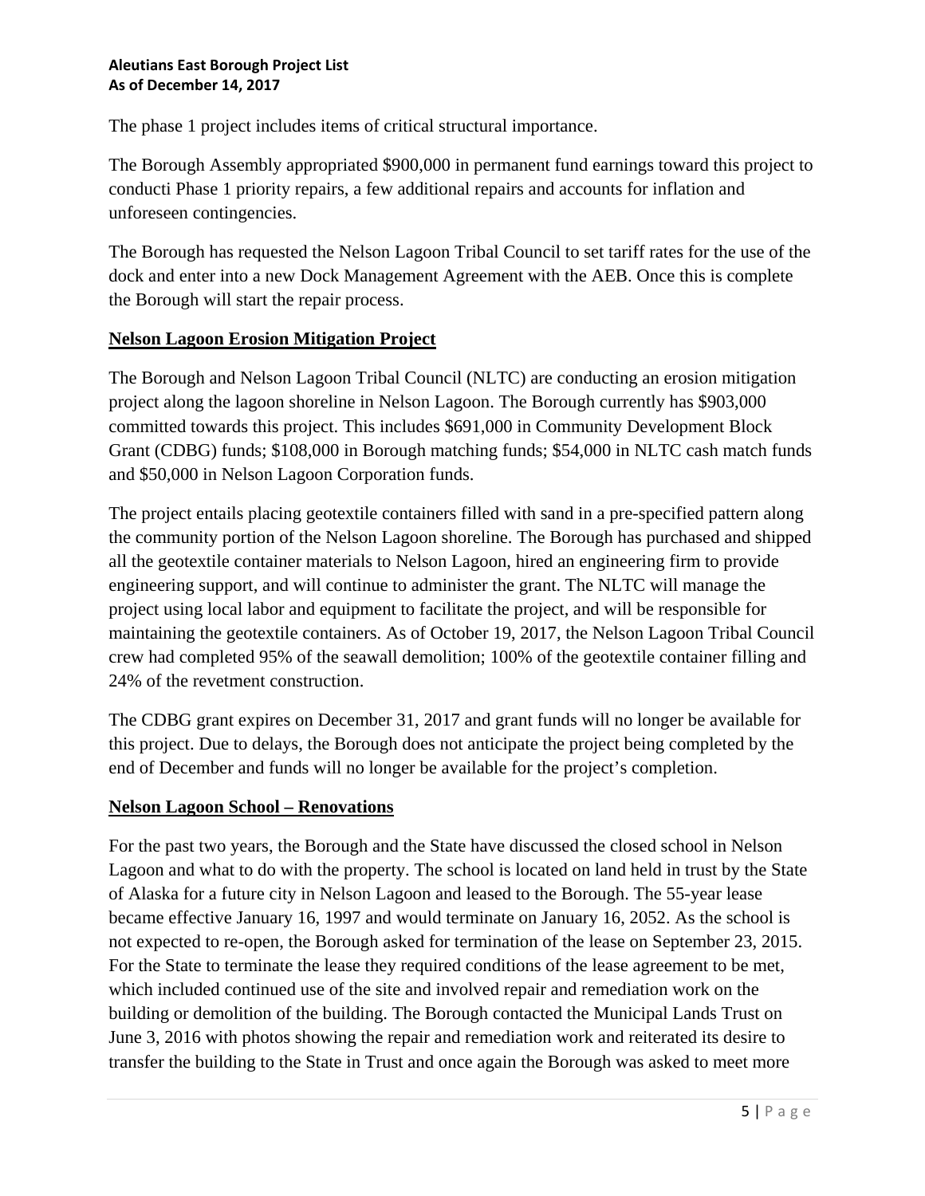The phase 1 project includes items of critical structural importance.

The Borough Assembly appropriated $900,000 in permanent fund earnings toward this project to conducti Phase 1 priority repairs, a few additional repairs and accounts for inflation and unforeseen contingencies.

The Borough has requested the Nelson Lagoon Tribal Council to set tariff rates for the use of the dock and enter into a new Dock Management Agreement with the AEB. Once this is complete the Borough will start the repair process.

## Nelson Lagoon Erosion Mitigation Project

The Borough and Nelson Lagoon Tribal Council (NLTC) are conducting an erosion mitigation project along the lagoon shoreline in Nelson Lagoon. The Borough currently has $903,000 committed towards this project. This includes $691,000 in Community Development Block Grant (CDBG) funds; $108,000 in Borough matching funds; $54,000 in NLTC cash match funds and $50,000 in Nelson Lagoon Corporation funds.

The project entails placing geotextile containers filled with sand in a pre-specified pattern along the community portion of the Nelson Lagoon shoreline. The Borough has purchased and shipped all the geotextile container materials to Nelson Lagoon, hired an engineering firm to provide engineering support, and will continue to administer the grant. The NLTC will manage the project using local labor and equipment to facilitate the project, and will be responsible for maintaining the geotextile containers. As of October 19, 2017, the Nelson Lagoon Tribal Council crew had completed 95% of the seawall demolition; 100% of the geotextile container filling and 24% of the revetment construction.

The CDBG grant expires on December 31, 2017 and grant funds will no longer be available for this project. Due to delays, the Borough does not anticipate the project being completed by the end of December and funds will no longer be available for the project's completion.

## Nelson Lagoon School – Renovations

For the past two years, the Borough and the State have discussed the closed school in Nelson Lagoon and what to do with the property. The school is located on land held in trust by the State of Alaska for a future city in Nelson Lagoon and leased to the Borough. The 55-year lease became effective January 16, 1997 and would terminate on January 16, 2052. As the school is not expected to re-open, the Borough asked for termination of the lease on September 23, 2015. For the State to terminate the lease they required conditions of the lease agreement to be met, which included continued use of the site and involved repair and remediation work on the building or demolition of the building. The Borough contacted the Municipal Lands Trust on June 3, 2016 with photos showing the repair and remediation work and reiterated its desire to transfer the building to the State in Trust and once again the Borough was asked to meet more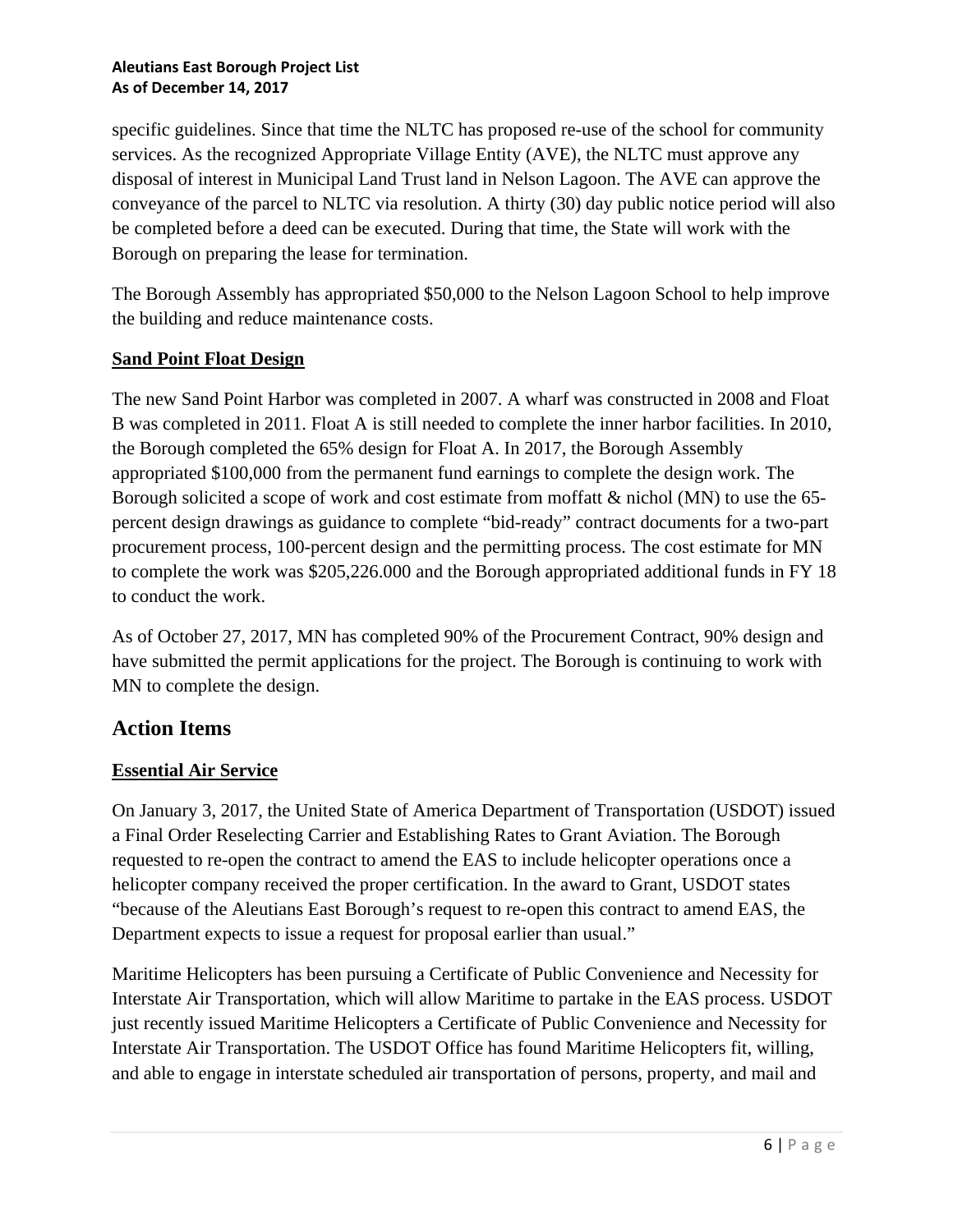specific guidelines. Since that time the NLTC has proposed re-use of the school for community services. As the recognized Appropriate Village Entity (AVE), the NLTC must approve any disposal of interest in Municipal Land Trust land in Nelson Lagoon. The AVE can approve the conveyance of the parcel to NLTC via resolution. A thirty (30) day public notice period will also be completed before a deed can be executed. During that time, the State will work with the Borough on preparing the lease for termination.

The Borough Assembly has appropriated $50,000 to the Nelson Lagoon School to help improve the building and reduce maintenance costs.

**Sand Point Float Design**

The new Sand Point Harbor was completed in 2007. A wharf was constructed in 2008 and Float B was completed in 2011. Float A is still needed to complete the inner harbor facilities. In 2010, the Borough completed the 65% design for Float A. In 2017, the Borough Assembly appropriated $100,000 from the permanent fund earnings to complete the design work. The Borough solicited a scope of work and cost estimate from moffatt & nichol (MN) to use the 65-percent design drawings as guidance to complete "bid-ready" contract documents for a two-part procurement process, 100-percent design and the permitting process. The cost estimate for MN to complete the work was $205,226.000 and the Borough appropriated additional funds in FY 18 to conduct the work.

As of October 27, 2017, MN has completed 90% of the Procurement Contract, 90% design and have submitted the permit applications for the project. The Borough is continuing to work with MN to complete the design.

## Action Items

**Essential Air Service**

On January 3, 2017, the United State of America Department of Transportation (USDOT) issued a Final Order Reselecting Carrier and Establishing Rates to Grant Aviation. The Borough requested to re-open the contract to amend the EAS to include helicopter operations once a helicopter company received the proper certification. In the award to Grant, USDOT states "because of the Aleutians East Borough's request to re-open this contract to amend EAS, the Department expects to issue a request for proposal earlier than usual."

Maritime Helicopters has been pursuing a Certificate of Public Convenience and Necessity for Interstate Air Transportation, which will allow Maritime to partake in the EAS process. USDOT just recently issued Maritime Helicopters a Certificate of Public Convenience and Necessity for Interstate Air Transportation. The USDOT Office has found Maritime Helicopters fit, willing, and able to engage in interstate scheduled air transportation of persons, property, and mail and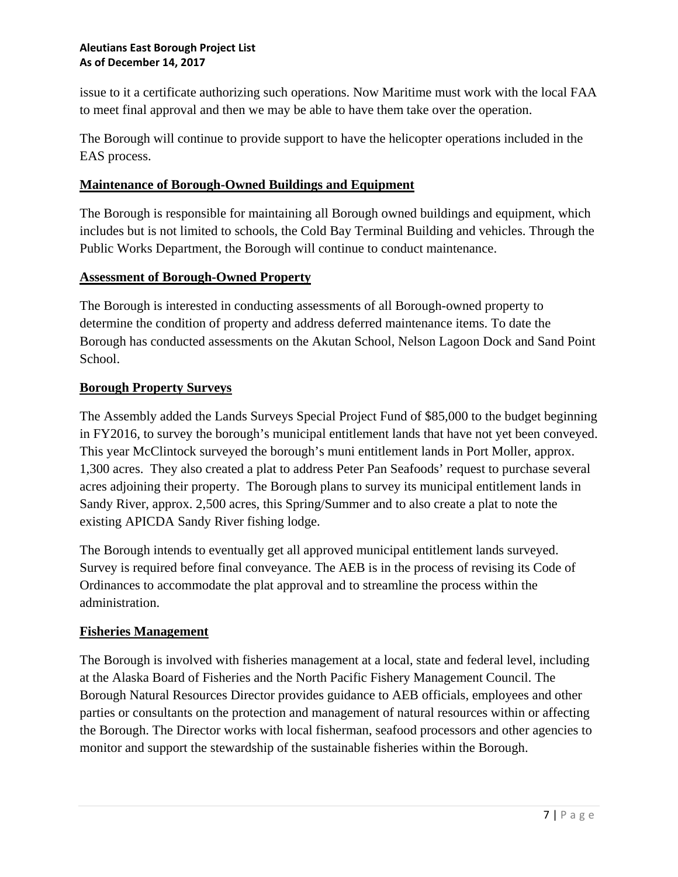issue to it a certificate authorizing such operations. Now Maritime must work with the local FAA to meet final approval and then we may be able to have them take over the operation.

The Borough will continue to provide support to have the helicopter operations included in the EAS process.

## Maintenance of Borough-Owned Buildings and Equipment

The Borough is responsible for maintaining all Borough owned buildings and equipment, which includes but is not limited to schools, the Cold Bay Terminal Building and vehicles. Through the Public Works Department, the Borough will continue to conduct maintenance.

## Assessment of Borough-Owned Property

The Borough is interested in conducting assessments of all Borough-owned property to determine the condition of property and address deferred maintenance items. To date the Borough has conducted assessments on the Akutan School, Nelson Lagoon Dock and Sand Point School.

## Borough Property Surveys

The Assembly added the Lands Surveys Special Project Fund of $85,000 to the budget beginning in FY2016, to survey the borough's municipal entitlement lands that have not yet been conveyed. This year McClintock surveyed the borough's muni entitlement lands in Port Moller, approx. 1,300 acres. They also created a plat to address Peter Pan Seafoods' request to purchase several acres adjoining their property. The Borough plans to survey its municipal entitlement lands in Sandy River, approx. 2,500 acres, this Spring/Summer and to also create a plat to note the existing APICDA Sandy River fishing lodge.

The Borough intends to eventually get all approved municipal entitlement lands surveyed. Survey is required before final conveyance. The AEB is in the process of revising its Code of Ordinances to accommodate the plat approval and to streamline the process within the administration.

## Fisheries Management

The Borough is involved with fisheries management at a local, state and federal level, including at the Alaska Board of Fisheries and the North Pacific Fishery Management Council. The Borough Natural Resources Director provides guidance to AEB officials, employees and other parties or consultants on the protection and management of natural resources within or affecting the Borough. The Director works with local fisherman, seafood processors and other agencies to monitor and support the stewardship of the sustainable fisheries within the Borough.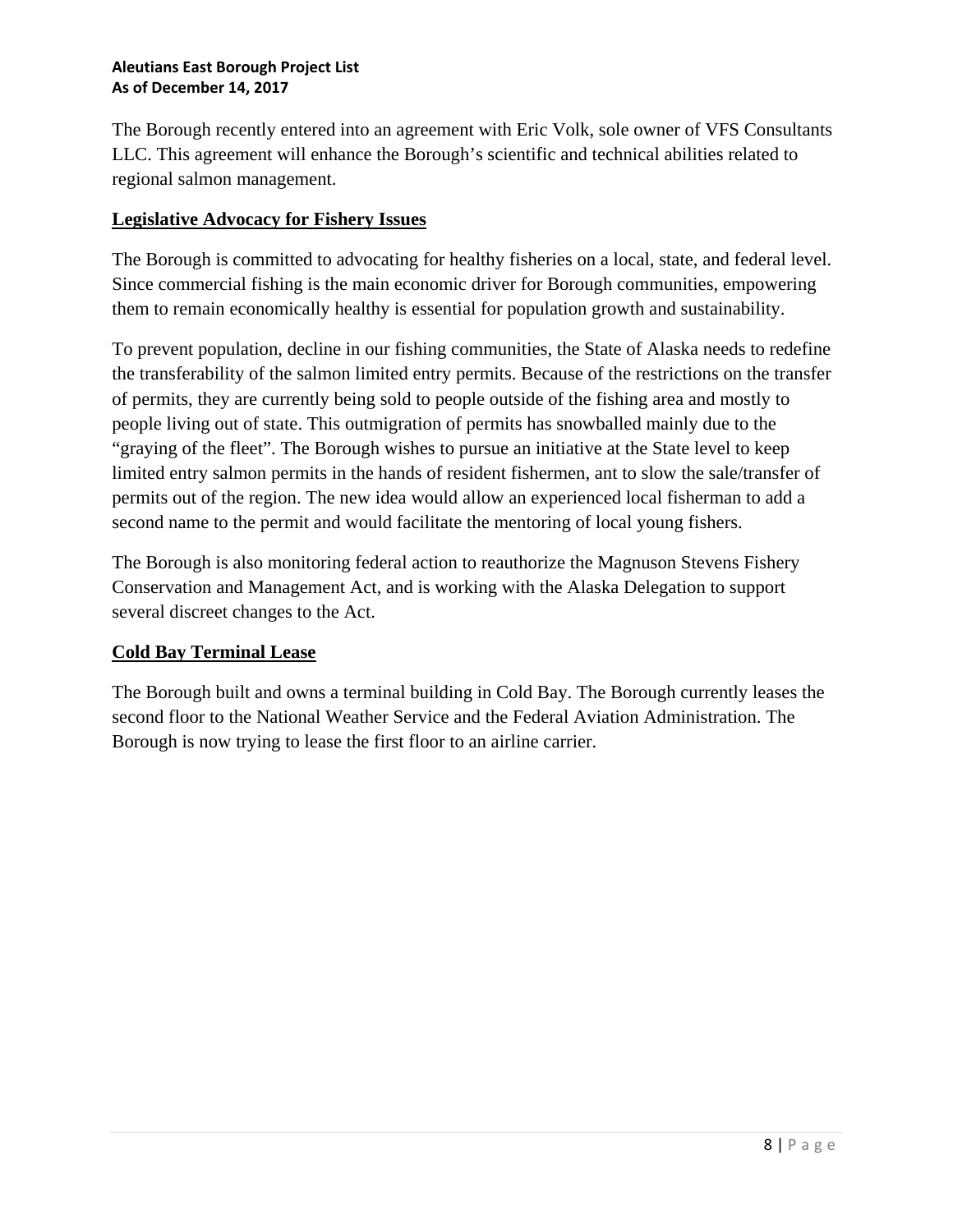The Borough recently entered into an agreement with Eric Volk, sole owner of VFS Consultants LLC. This agreement will enhance the Borough's scientific and technical abilities related to regional salmon management.

## Legislative Advocacy for Fishery Issues

The Borough is committed to advocating for healthy fisheries on a local, state, and federal level. Since commercial fishing is the main economic driver for Borough communities, empowering them to remain economically healthy is essential for population growth and sustainability.

To prevent population, decline in our fishing communities, the State of Alaska needs to redefine the transferability of the salmon limited entry permits. Because of the restrictions on the transfer of permits, they are currently being sold to people outside of the fishing area and mostly to people living out of state. This outmigration of permits has snowballed mainly due to the "graying of the fleet". The Borough wishes to pursue an initiative at the State level to keep limited entry salmon permits in the hands of resident fishermen, ant to slow the sale/transfer of permits out of the region. The new idea would allow an experienced local fisherman to add a second name to the permit and would facilitate the mentoring of local young fishers.

The Borough is also monitoring federal action to reauthorize the Magnuson Stevens Fishery Conservation and Management Act, and is working with the Alaska Delegation to support several discreet changes to the Act.

## Cold Bay Terminal Lease

The Borough built and owns a terminal building in Cold Bay. The Borough currently leases the second floor to the National Weather Service and the Federal Aviation Administration. The Borough is now trying to lease the first floor to an airline carrier.